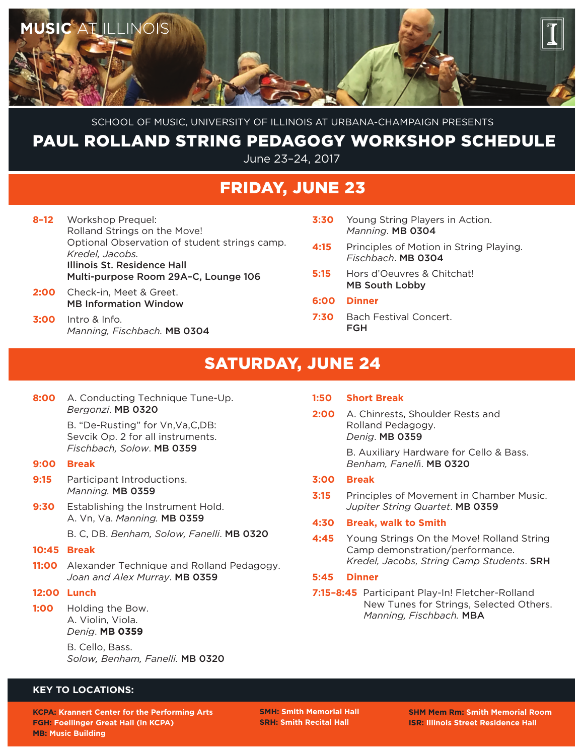MUSIC AT ILLINOIS

SCHOOL OF MUSIC, UNIVERSITY OF ILLINOIS AT URBANA-CHAMPAIGN PRESENTS

# PAUL ROLLAND STRING PEDAGOGY WORKSHOP SCHEDULE

June 23–24, 2017

## FRIDAY, JUNE 23

**8–12** Workshop Prequel:
Rolland Strings on the Move!
Optional Observation of student strings camp.
*Kredel, Jacobs.*
**Illinois St. Residence Hall**
**Multi-purpose Room 29A–C, Lounge 106**

**2:00** Check-in, Meet & Greet.
**MB Information Window**

**3:00** Intro & Info.
*Manning, Fischbach.* **MB 0304**

**3:30** Young String Players in Action.
*Manning*. **MB 0304**

**4:15** Principles of Motion in String Playing.
*Fischbach*. **MB 0304**

**5:15** Hors d'Oeuvres & Chitchat!
**MB South Lobby**

**6:00** **Dinner**

**7:30** Bach Festival Concert.
**FGH**

## SATURDAY, JUNE 24

**8:00** A. Conducting Technique Tune-Up.
*Bergonzi*. **MB 0320**

B. "De-Rusting" for Vn,Va,C,DB:
Sevcik Op. 2 for all instruments.
*Fischbach, Solow*. **MB 0359**

**9:00** **Break**

**9:15** Participant Introductions.
*Manning.* **MB 0359**

**9:30** Establishing the Instrument Hold.
A. Vn, Va. *Manning.* **MB 0359**

B. C, DB. *Benham, Solow, Fanelli*. **MB 0320**

**10:45** **Break**

**11:00** Alexander Technique and Rolland Pedagogy.
*Joan and Alex Murray*. **MB 0359**

**12:00** **Lunch**

**1:00** Holding the Bow.
A. Violin, Viola.
*Denig*. **MB 0359**

B. Cello, Bass.
*Solow, Benham, Fanelli.* **MB 0320**

**1:50** **Short Break**

**2:00** A. Chinrests, Shoulder Rests and
Rolland Pedagogy.
*Denig*. **MB 0359**

B. Auxiliary Hardware for Cello & Bass.
*Benham, Fanelli*. **MB 0320**

**3:00** **Break**

**3:15** Principles of Movement in Chamber Music.
*Jupiter String Quartet*. **MB 0359**

**4:30** **Break, walk to Smith**

**4:45** Young Strings On the Move! Rolland String
Camp demonstration/performance.
*Kredel, Jacobs, String Camp Students*. **SRH**

**5:45** **Dinner**

**7:15–8:45** Participant Play-In! Fletcher-Rolland
New Tunes for Strings, Selected Others.
*Manning, Fischbach.* **MBA**

### KEY TO LOCATIONS:

**KCPA: Krannert Center for the Performing Arts**
**FGH: Foellinger Great Hall (in KCPA)**
**MB: Music Building**
**SMH: Smith Memorial Hall**
**SRH: Smith Recital Hall**
**SHM Mem Rm: Smith Memorial Room**
**ISR: Illinois Street Residence Hall**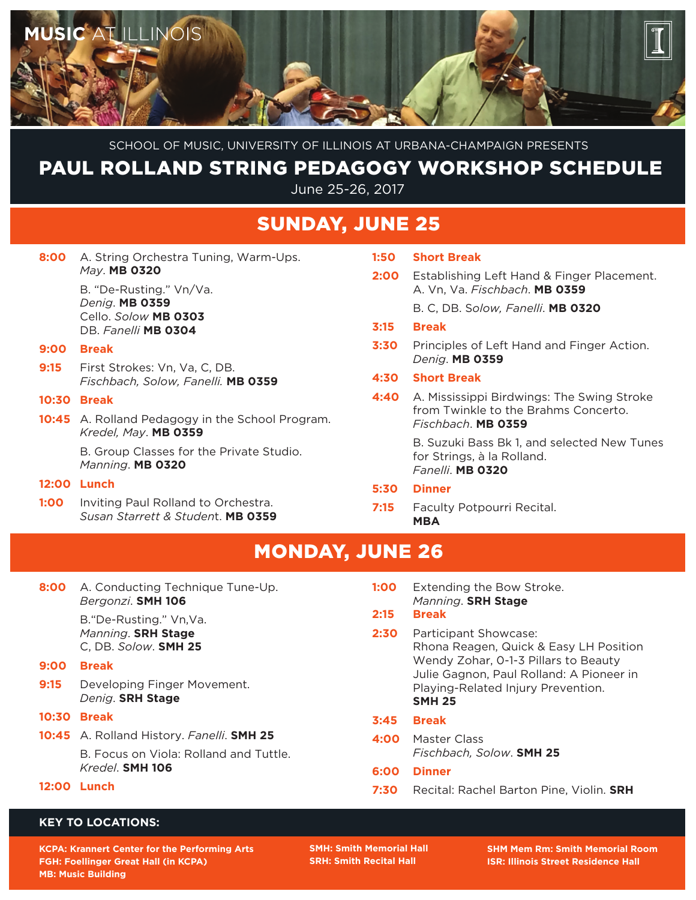MUSIC AT ILLINOIS

SCHOOL OF MUSIC, UNIVERSITY OF ILLINOIS AT URBANA-CHAMPAIGN PRESENTS

# PAUL ROLLAND STRING PEDAGOGY WORKSHOP SCHEDULE

June 25-26, 2017

## SUNDAY, JUNE 25

**8:00** A. String Orchestra Tuning, Warm-Ups. *May*. **MB 0320**

B. "De-Rusting." Vn/Va. *Denig*. **MB 0359**
Cello. *Solow* **MB 0303**
DB. *Fanelli* **MB 0304**

**9:00** **Break**

**9:15** First Strokes: Vn, Va, C, DB. *Fischbach, Solow, Fanelli*. **MB 0359**

**10:30** **Break**

**10:45** A. Rolland Pedagogy in the School Program. *Kredel, May*. **MB 0359**

B. Group Classes for the Private Studio. *Manning*. **MB 0320**

**12:00** **Lunch**

**1:00** Inviting Paul Rolland to Orchestra. *Susan Starrett & Student*. **MB 0359**

**1:50** **Short Break**

**2:00** Establishing Left Hand & Finger Placement.
A. Vn, Va. *Fischbach*. **MB 0359**

B. C, DB. *Solow, Fanelli*. **MB 0320**

**3:15** **Break**

**3:30** Principles of Left Hand and Finger Action. *Denig*. **MB 0359**

**4:30** **Short Break**

**4:40** A. Mississippi Birdwings: The Swing Stroke from Twinkle to the Brahms Concerto. *Fischbach*. **MB 0359**

B. Suzuki Bass Bk 1, and selected New Tunes for Strings, à la Rolland. *Fanelli*. **MB 0320**

**5:30** **Dinner**

**7:15** Faculty Potpourri Recital. **MBA**

## MONDAY, JUNE 26

**8:00** A. Conducting Technique Tune-Up. *Bergonzi*. **SMH 106**

B. "De-Rusting." Vn,Va. *Manning*. **SRH Stage**
C, DB. *Solow*. **SMH 25**

**9:00** **Break**

**9:15** Developing Finger Movement. *Denig*. **SRH Stage**

**10:30** **Break**

**10:45** A. Rolland History. *Fanelli*. **SMH 25**

B. Focus on Viola: Rolland and Tuttle. *Kredel*. **SMH 106**

**12:00** **Lunch**

**1:00** Extending the Bow Stroke. *Manning*. **SRH Stage**

**2:15** **Break**

**2:30** Participant Showcase:
Rhona Reagen, Quick & Easy LH Position
Wendy Zohar, 0-1-3 Pillars to Beauty
Julie Gagnon, Paul Rolland: A Pioneer in Playing-Related Injury Prevention.
**SMH 25**

**3:45** **Break**

**4:00** Master Class
*Fischbach, Solow*. **SMH 25**

**6:00** **Dinner**

**7:30** Recital: Rachel Barton Pine, Violin. **SRH**

### KEY TO LOCATIONS:

**KCPA: Krannert Center for the Performing Arts**
**FGH: Foellinger Great Hall (in KCPA)**
**MB: Music Building**
**SMH: Smith Memorial Hall**
**SRH: Smith Recital Hall**
**SHM Mem Rm: Smith Memorial Room**
**ISR: Illinois Street Residence Hall**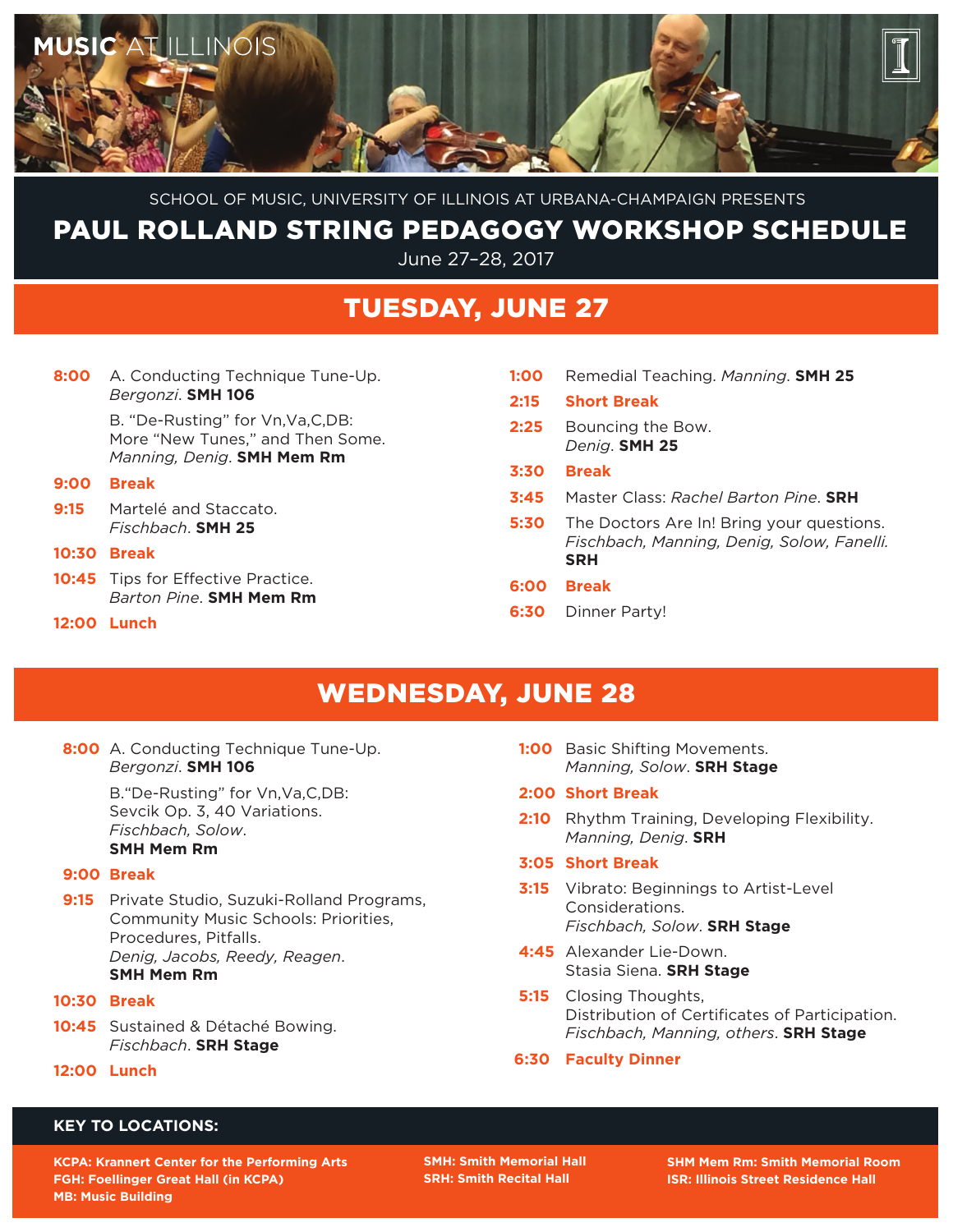MUSIC AT ILLINOIS

SCHOOL OF MUSIC, UNIVERSITY OF ILLINOIS AT URBANA-CHAMPAIGN PRESENTS

# PAUL ROLLAND STRING PEDAGOGY WORKSHOP SCHEDULE

June 27–28, 2017

## TUESDAY, JUNE 27

**8:00** A. Conducting Technique Tune-Up.
*Bergonzi*. **SMH 106**

B. "De-Rusting" for Vn,Va,C,DB:
More "New Tunes," and Then Some.
*Manning, Denig*. **SMH Mem Rm**

**9:00** **Break**

**9:15** Martelé and Staccato.
*Fischbach*. **SMH 25**

**10:30** **Break**

**10:45** Tips for Effective Practice.
*Barton Pine*. **SMH Mem Rm**

**12:00** **Lunch**

**1:00** Remedial Teaching. *Manning*. **SMH 25**

**2:15** **Short Break**

**2:25** Bouncing the Bow.
*Denig*. **SMH 25**

**3:30** **Break**

**3:45** Master Class: *Rachel Barton Pine*. **SRH**

**5:30** The Doctors Are In! Bring your questions.
*Fischbach, Manning, Denig, Solow, Fanelli.*
**SRH**

**6:00** **Break**

**6:30** Dinner Party!

## WEDNESDAY, JUNE 28

**8:00** A. Conducting Technique Tune-Up.
*Bergonzi*. **SMH 106**

B."De-Rusting" for Vn,Va,C,DB:
Sevcik Op. 3, 40 Variations.
*Fischbach, Solow*.
**SMH Mem Rm**

**9:00** **Break**

**9:15** Private Studio, Suzuki-Rolland Programs, Community Music Schools: Priorities, Procedures, Pitfalls.
*Denig, Jacobs, Reedy, Reagen*.
**SMH Mem Rm**

**10:30** **Break**

**10:45** Sustained & Détaché Bowing.
*Fischbach*. **SRH Stage**

**12:00** **Lunch**

**1:00** Basic Shifting Movements.
*Manning, Solow*. **SRH Stage**

**2:00** **Short Break**

**2:10** Rhythm Training, Developing Flexibility.
*Manning, Denig*. **SRH**

**3:05** **Short Break**

**3:15** Vibrato: Beginnings to Artist-Level Considerations.
*Fischbach, Solow*. **SRH Stage**

**4:45** Alexander Lie-Down.
Stasia Siena. **SRH Stage**

**5:15** Closing Thoughts,
Distribution of Certificates of Participation.
*Fischbach, Manning, others*. **SRH Stage**

**6:30** **Faculty Dinner**

### KEY TO LOCATIONS:

**KCPA: Krannert Center for the Performing Arts**
**FGH: Foellinger Great Hall (in KCPA)**
**MB: Music Building**
**SMH: Smith Memorial Hall**
**SRH: Smith Recital Hall**
**SHM Mem Rm: Smith Memorial Room**
**ISR: Illinois Street Residence Hall**